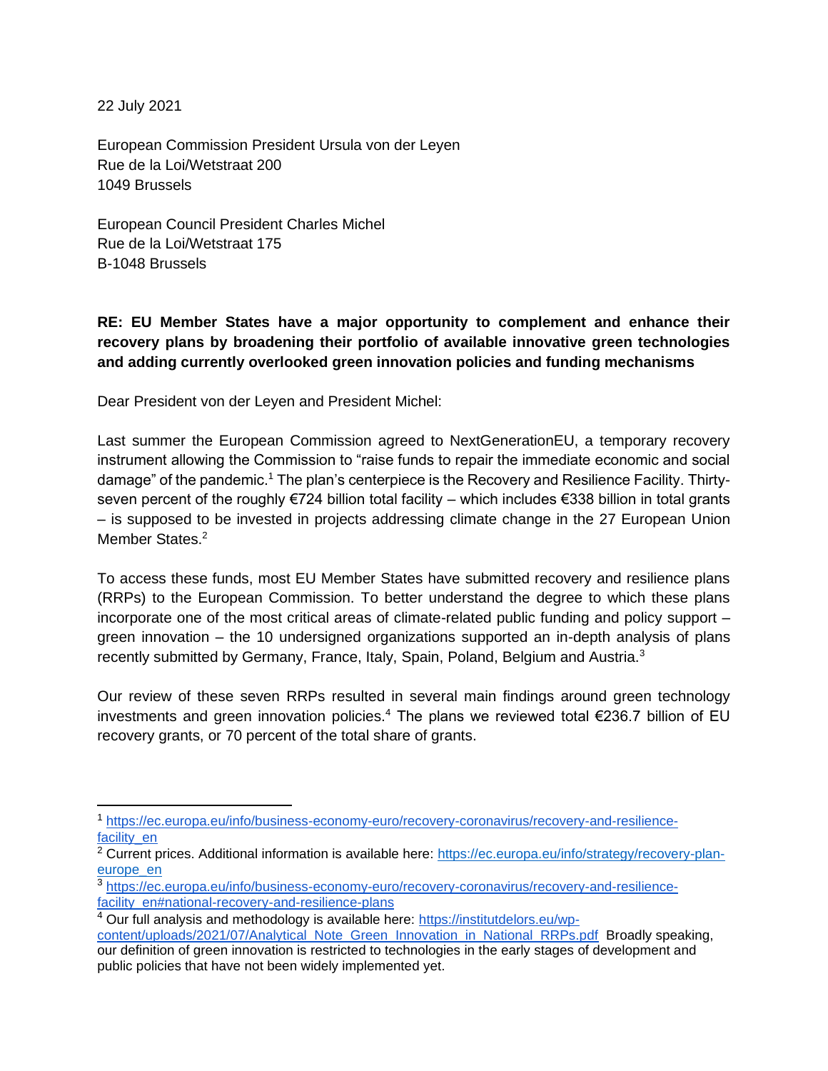22 July 2021

European Commission President Ursula von der Leyen
Rue de la Loi/Wetstraat 200
1049 Brussels

European Council President Charles Michel
Rue de la Loi/Wetstraat 175
B-1048 Brussels

**RE: EU Member States have a major opportunity to complement and enhance their recovery plans by broadening their portfolio of available innovative green technologies and adding currently overlooked green innovation policies and funding mechanisms**

Dear President von der Leyen and President Michel:

Last summer the European Commission agreed to NextGenerationEU, a temporary recovery instrument allowing the Commission to "raise funds to repair the immediate economic and social damage" of the pandemic.[1] The plan's centerpiece is the Recovery and Resilience Facility. Thirty-seven percent of the roughly €724 billion total facility – which includes €338 billion in total grants – is supposed to be invested in projects addressing climate change in the 27 European Union Member States.[2]

To access these funds, most EU Member States have submitted recovery and resilience plans (RRPs) to the European Commission. To better understand the degree to which these plans incorporate one of the most critical areas of climate-related public funding and policy support – green innovation – the 10 undersigned organizations supported an in-depth analysis of plans recently submitted by Germany, France, Italy, Spain, Poland, Belgium and Austria.[3]

Our review of these seven RRPs resulted in several main findings around green technology investments and green innovation policies.[4] The plans we reviewed total €236.7 billion of EU recovery grants, or 70 percent of the total share of grants.

---

[1] https://ec.europa.eu/info/business-economy-euro/recovery-coronavirus/recovery-and-resilience-facility_en

[2] Current prices. Additional information is available here: https://ec.europa.eu/info/strategy/recovery-plan-europe_en

[3] https://ec.europa.eu/info/business-economy-euro/recovery-coronavirus/recovery-and-resilience-facility_en#national-recovery-and-resilience-plans

[4] Our full analysis and methodology is available here: https://institutdelors.eu/wp-content/uploads/2021/07/Analytical_Note_Green_Innovation_in_National_RRPs.pdf Broadly speaking, our definition of green innovation is restricted to technologies in the early stages of development and public policies that have not been widely implemented yet.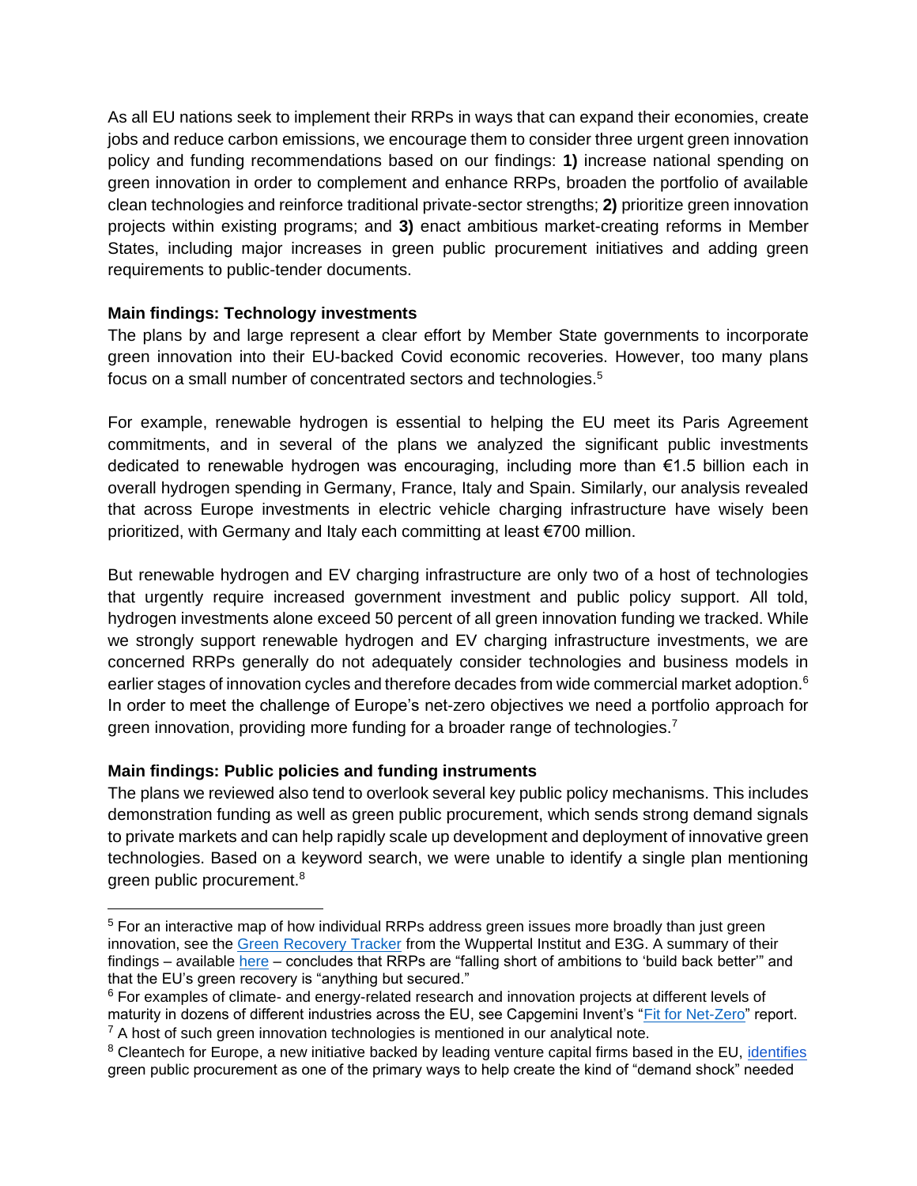As all EU nations seek to implement their RRPs in ways that can expand their economies, create jobs and reduce carbon emissions, we encourage them to consider three urgent green innovation policy and funding recommendations based on our findings: **1)** increase national spending on green innovation in order to complement and enhance RRPs, broaden the portfolio of available clean technologies and reinforce traditional private-sector strengths; **2)** prioritize green innovation projects within existing programs; and **3)** enact ambitious market-creating reforms in Member States, including major increases in green public procurement initiatives and adding green requirements to public-tender documents.

**Main findings: Technology investments**

The plans by and large represent a clear effort by Member State governments to incorporate green innovation into their EU-backed Covid economic recoveries. However, too many plans focus on a small number of concentrated sectors and technologies.[5]

For example, renewable hydrogen is essential to helping the EU meet its Paris Agreement commitments, and in several of the plans we analyzed the significant public investments dedicated to renewable hydrogen was encouraging, including more than €1.5 billion each in overall hydrogen spending in Germany, France, Italy and Spain. Similarly, our analysis revealed that across Europe investments in electric vehicle charging infrastructure have wisely been prioritized, with Germany and Italy each committing at least €700 million.

But renewable hydrogen and EV charging infrastructure are only two of a host of technologies that urgently require increased government investment and public policy support. All told, hydrogen investments alone exceed 50 percent of all green innovation funding we tracked. While we strongly support renewable hydrogen and EV charging infrastructure investments, we are concerned RRPs generally do not adequately consider technologies and business models in earlier stages of innovation cycles and therefore decades from wide commercial market adoption.[6] In order to meet the challenge of Europe's net-zero objectives we need a portfolio approach for green innovation, providing more funding for a broader range of technologies.[7]

**Main findings: Public policies and funding instruments**

The plans we reviewed also tend to overlook several key public policy mechanisms. This includes demonstration funding as well as green public procurement, which sends strong demand signals to private markets and can help rapidly scale up development and deployment of innovative green technologies. Based on a keyword search, we were unable to identify a single plan mentioning green public procurement.[8]

---

[5] For an interactive map of how individual RRPs address green issues more broadly than just green innovation, see the Green Recovery Tracker from the Wuppertal Institut and E3G. A summary of their findings – available here – concludes that RRPs are "falling short of ambitions to 'build back better'" and that the EU's green recovery is "anything but secured."

[6] For examples of climate- and energy-related research and innovation projects at different levels of maturity in dozens of different industries across the EU, see Capgemini Invent's "Fit for Net-Zero" report.

[7] A host of such green innovation technologies is mentioned in our analytical note.

[8] Cleantech for Europe, a new initiative backed by leading venture capital firms based in the EU, identifies green public procurement as one of the primary ways to help create the kind of "demand shock" needed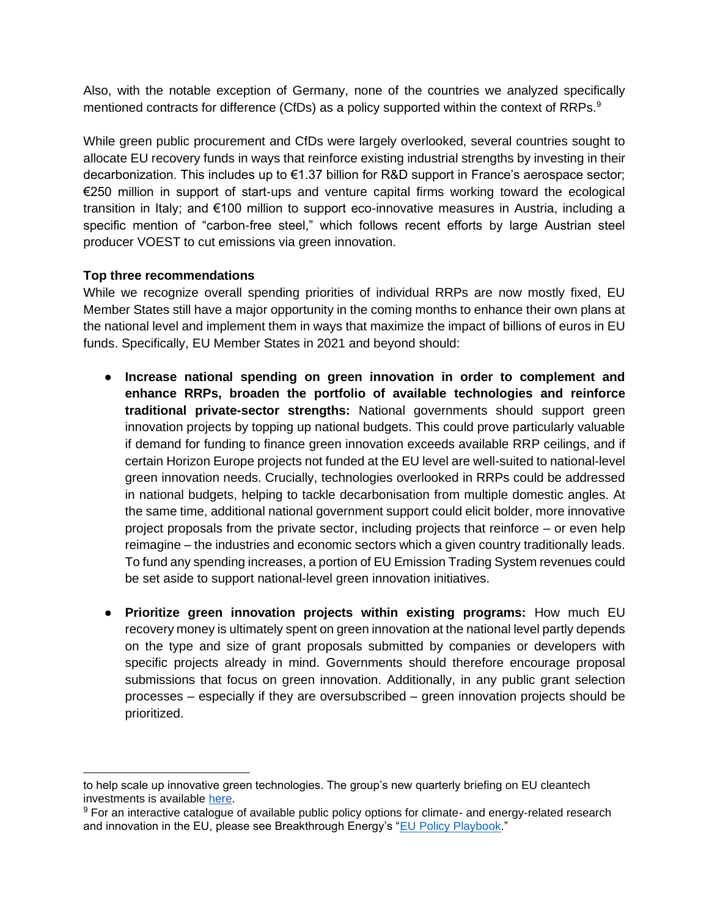Also, with the notable exception of Germany, none of the countries we analyzed specifically mentioned contracts for difference (CfDs) as a policy supported within the context of RRPs.[9]

While green public procurement and CfDs were largely overlooked, several countries sought to allocate EU recovery funds in ways that reinforce existing industrial strengths by investing in their decarbonization. This includes up to €1.37 billion for R&D support in France's aerospace sector; €250 million in support of start-ups and venture capital firms working toward the ecological transition in Italy; and €100 million to support eco-innovative measures in Austria, including a specific mention of "carbon-free steel," which follows recent efforts by large Austrian steel producer VOEST to cut emissions via green innovation.

**Top three recommendations**

While we recognize overall spending priorities of individual RRPs are now mostly fixed, EU Member States still have a major opportunity in the coming months to enhance their own plans at the national level and implement them in ways that maximize the impact of billions of euros in EU funds. Specifically, EU Member States in 2021 and beyond should:

- **Increase national spending on green innovation in order to complement and enhance RRPs, broaden the portfolio of available technologies and reinforce traditional private-sector strengths:** National governments should support green innovation projects by topping up national budgets. This could prove particularly valuable if demand for funding to finance green innovation exceeds available RRP ceilings, and if certain Horizon Europe projects not funded at the EU level are well-suited to national-level green innovation needs. Crucially, technologies overlooked in RRPs could be addressed in national budgets, helping to tackle decarbonisation from multiple domestic angles. At the same time, additional national government support could elicit bolder, more innovative project proposals from the private sector, including projects that reinforce – or even help reimagine – the industries and economic sectors which a given country traditionally leads. To fund any spending increases, a portion of EU Emission Trading System revenues could be set aside to support national-level green innovation initiatives.

- **Prioritize green innovation projects within existing programs:** How much EU recovery money is ultimately spent on green innovation at the national level partly depends on the type and size of grant proposals submitted by companies or developers with specific projects already in mind. Governments should therefore encourage proposal submissions that focus on green innovation. Additionally, in any public grant selection processes – especially if they are oversubscribed – green innovation projects should be prioritized.

---

to help scale up innovative green technologies. The group's new quarterly briefing on EU cleantech investments is available [here](#).

[9] For an interactive catalogue of available public policy options for climate- and energy-related research and innovation in the EU, please see Breakthrough Energy's "[EU Policy Playbook](#)."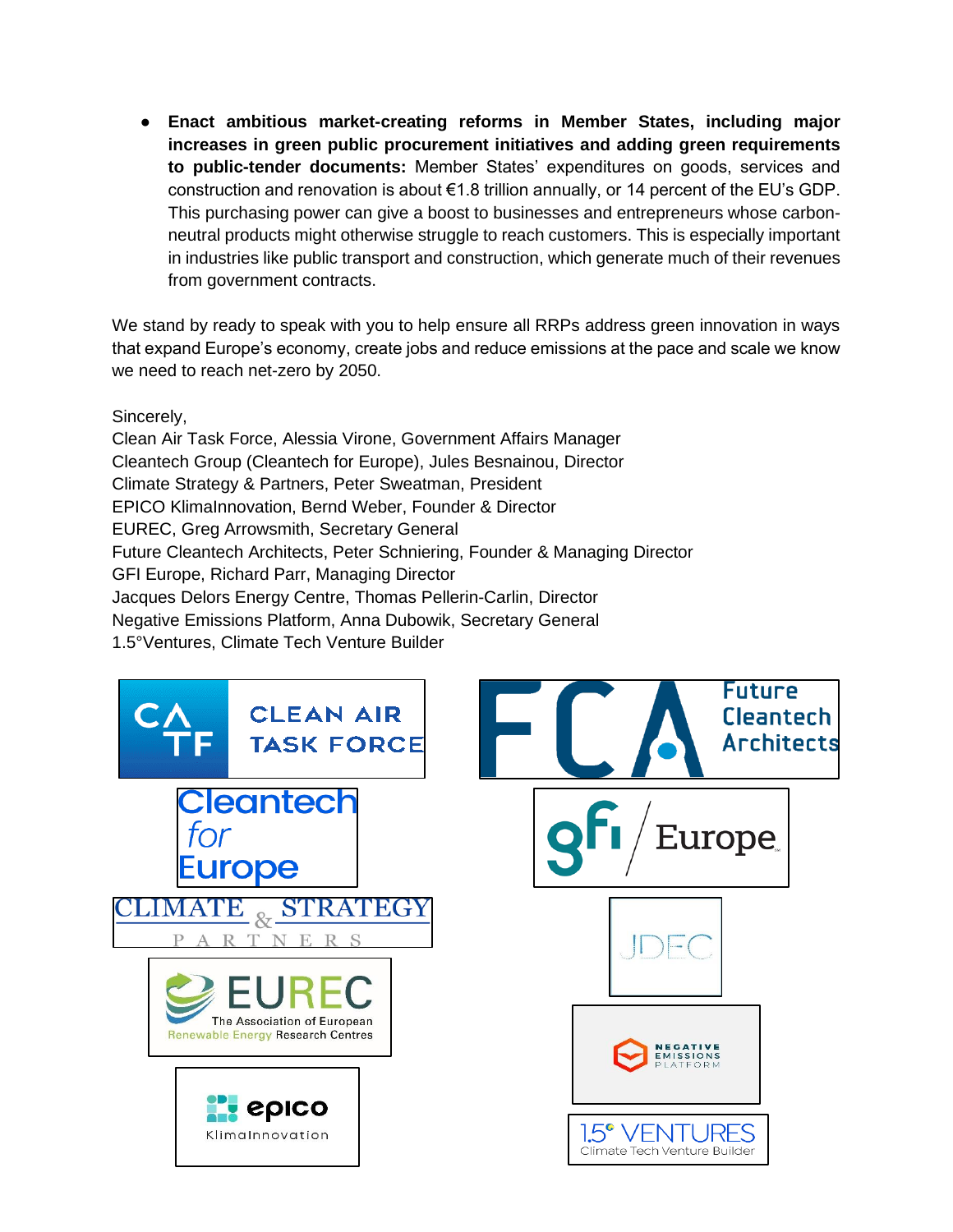- **Enact ambitious market-creating reforms in Member States, including major increases in green public procurement initiatives and adding green requirements to public-tender documents:** Member States' expenditures on goods, services and construction and renovation is about €1.8 trillion annually, or 14 percent of the EU's GDP. This purchasing power can give a boost to businesses and entrepreneurs whose carbon-neutral products might otherwise struggle to reach customers. This is especially important in industries like public transport and construction, which generate much of their revenues from government contracts.

We stand by ready to speak with you to help ensure all RRPs address green innovation in ways that expand Europe's economy, create jobs and reduce emissions at the pace and scale we know we need to reach net-zero by 2050.

Sincerely,
Clean Air Task Force, Alessia Virone, Government Affairs Manager
Cleantech Group (Cleantech for Europe), Jules Besnainou, Director
Climate Strategy & Partners, Peter Sweatman, President
EPICO KlimaInnovation, Bernd Weber, Founder & Director
EUREC, Greg Arrowsmith, Secretary General
Future Cleantech Architects, Peter Schniering, Founder & Managing Director
GFI Europe, Richard Parr, Managing Director
Jacques Delors Energy Centre, Thomas Pellerin-Carlin, Director
Negative Emissions Platform, Anna Dubowik, Secretary General
1.5°Ventures, Climate Tech Venture Builder